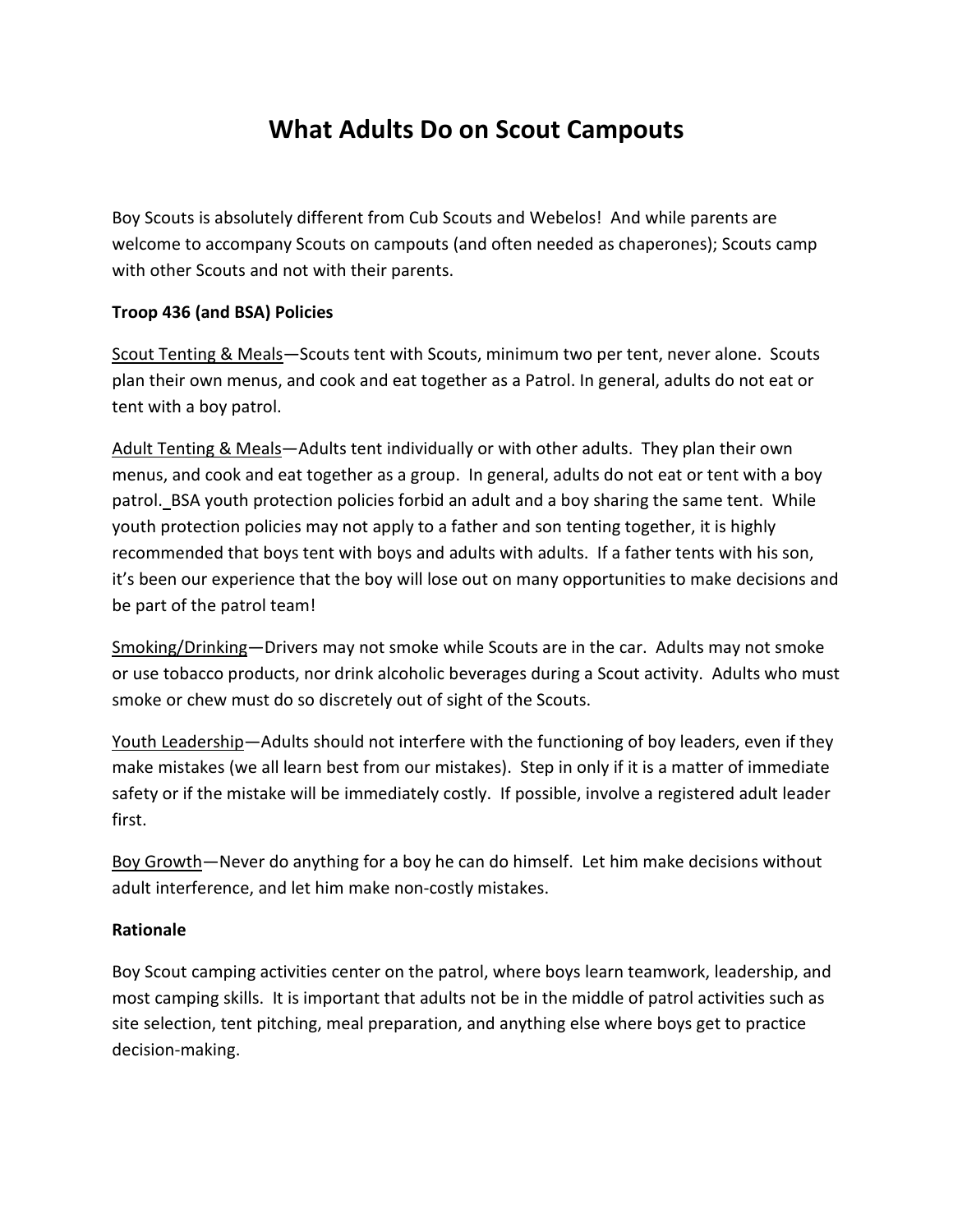# What Adults Do on Scout Campouts

Boy Scouts is absolutely different from Cub Scouts and Webelos! And while parents are welcome to accompany Scouts on campouts (and often needed as chaperones); Scouts camp with other Scouts and not with their parents.

**Troop 436 (and BSA) Policies**

<u>Scout Tenting & Meals</u>—Scouts tent with Scouts, minimum two per tent, never alone. Scouts plan their own menus, and cook and eat together as a Patrol. In general, adults do not eat or tent with a boy patrol.

<u>Adult Tenting & Meals</u>—Adults tent individually or with other adults. They plan their own menus, and cook and eat together as a group. In general, adults do not eat or tent with a boy patrol. BSA youth protection policies forbid an adult and a boy sharing the same tent. While youth protection policies may not apply to a father and son tenting together, it is highly recommended that boys tent with boys and adults with adults. If a father tents with his son, it's been our experience that the boy will lose out on many opportunities to make decisions and be part of the patrol team!

<u>Smoking/Drinking</u>—Drivers may not smoke while Scouts are in the car. Adults may not smoke or use tobacco products, nor drink alcoholic beverages during a Scout activity. Adults who must smoke or chew must do so discretely out of sight of the Scouts.

<u>Youth Leadership</u>—Adults should not interfere with the functioning of boy leaders, even if they make mistakes (we all learn best from our mistakes). Step in only if it is a matter of immediate safety or if the mistake will be immediately costly. If possible, involve a registered adult leader first.

<u>Boy Growth</u>—Never do anything for a boy he can do himself. Let him make decisions without adult interference, and let him make non-costly mistakes.

**Rationale**

Boy Scout camping activities center on the patrol, where boys learn teamwork, leadership, and most camping skills. It is important that adults not be in the middle of patrol activities such as site selection, tent pitching, meal preparation, and anything else where boys get to practice decision-making.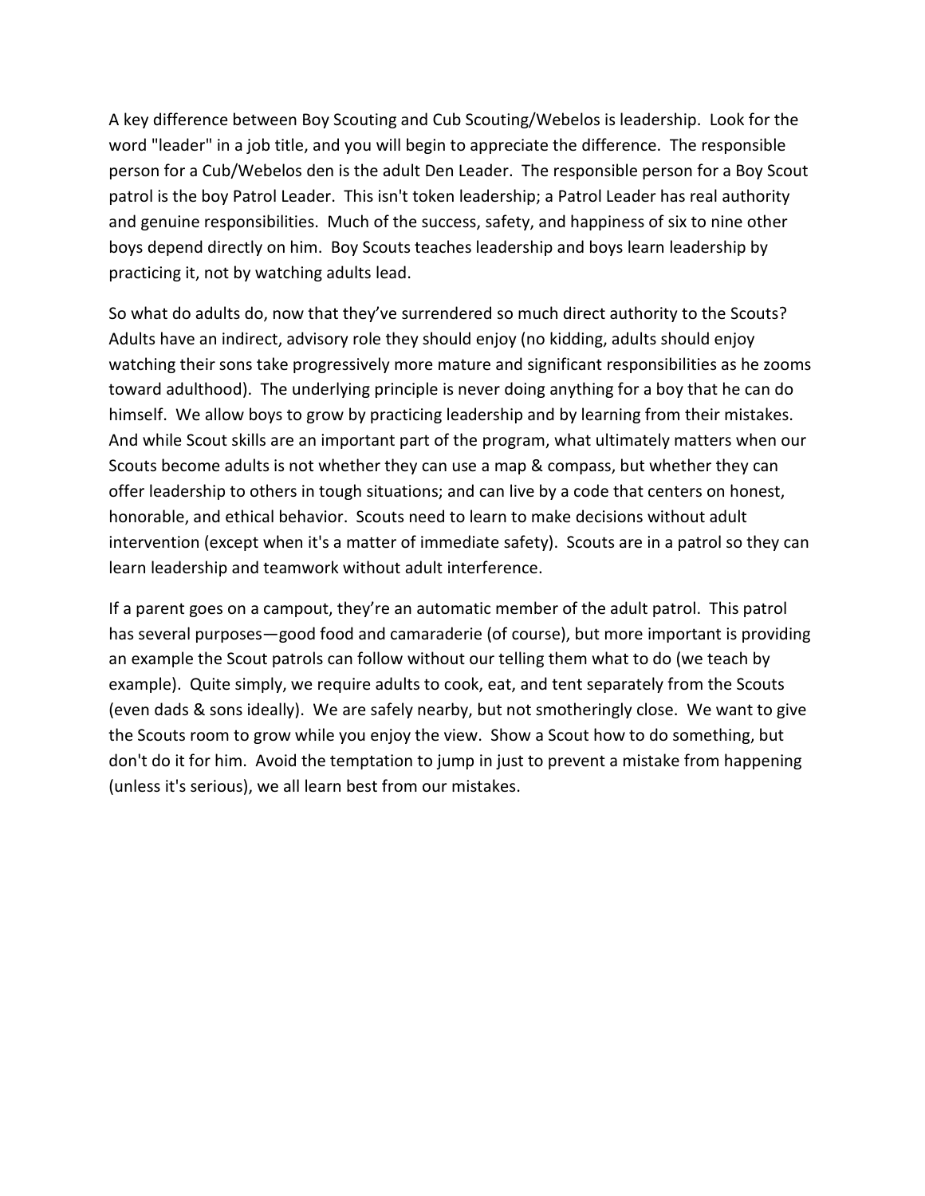A key difference between Boy Scouting and Cub Scouting/Webelos is leadership. Look for the word "leader" in a job title, and you will begin to appreciate the difference. The responsible person for a Cub/Webelos den is the adult Den Leader. The responsible person for a Boy Scout patrol is the boy Patrol Leader. This isn't token leadership; a Patrol Leader has real authority and genuine responsibilities. Much of the success, safety, and happiness of six to nine other boys depend directly on him. Boy Scouts teaches leadership and boys learn leadership by practicing it, not by watching adults lead.

So what do adults do, now that they've surrendered so much direct authority to the Scouts? Adults have an indirect, advisory role they should enjoy (no kidding, adults should enjoy watching their sons take progressively more mature and significant responsibilities as he zooms toward adulthood). The underlying principle is never doing anything for a boy that he can do himself. We allow boys to grow by practicing leadership and by learning from their mistakes. And while Scout skills are an important part of the program, what ultimately matters when our Scouts become adults is not whether they can use a map & compass, but whether they can offer leadership to others in tough situations; and can live by a code that centers on honest, honorable, and ethical behavior. Scouts need to learn to make decisions without adult intervention (except when it's a matter of immediate safety). Scouts are in a patrol so they can learn leadership and teamwork without adult interference.

If a parent goes on a campout, they're an automatic member of the adult patrol. This patrol has several purposes—good food and camaraderie (of course), but more important is providing an example the Scout patrols can follow without our telling them what to do (we teach by example). Quite simply, we require adults to cook, eat, and tent separately from the Scouts (even dads & sons ideally). We are safely nearby, but not smotheringly close. We want to give the Scouts room to grow while you enjoy the view. Show a Scout how to do something, but don't do it for him. Avoid the temptation to jump in just to prevent a mistake from happening (unless it's serious), we all learn best from our mistakes.